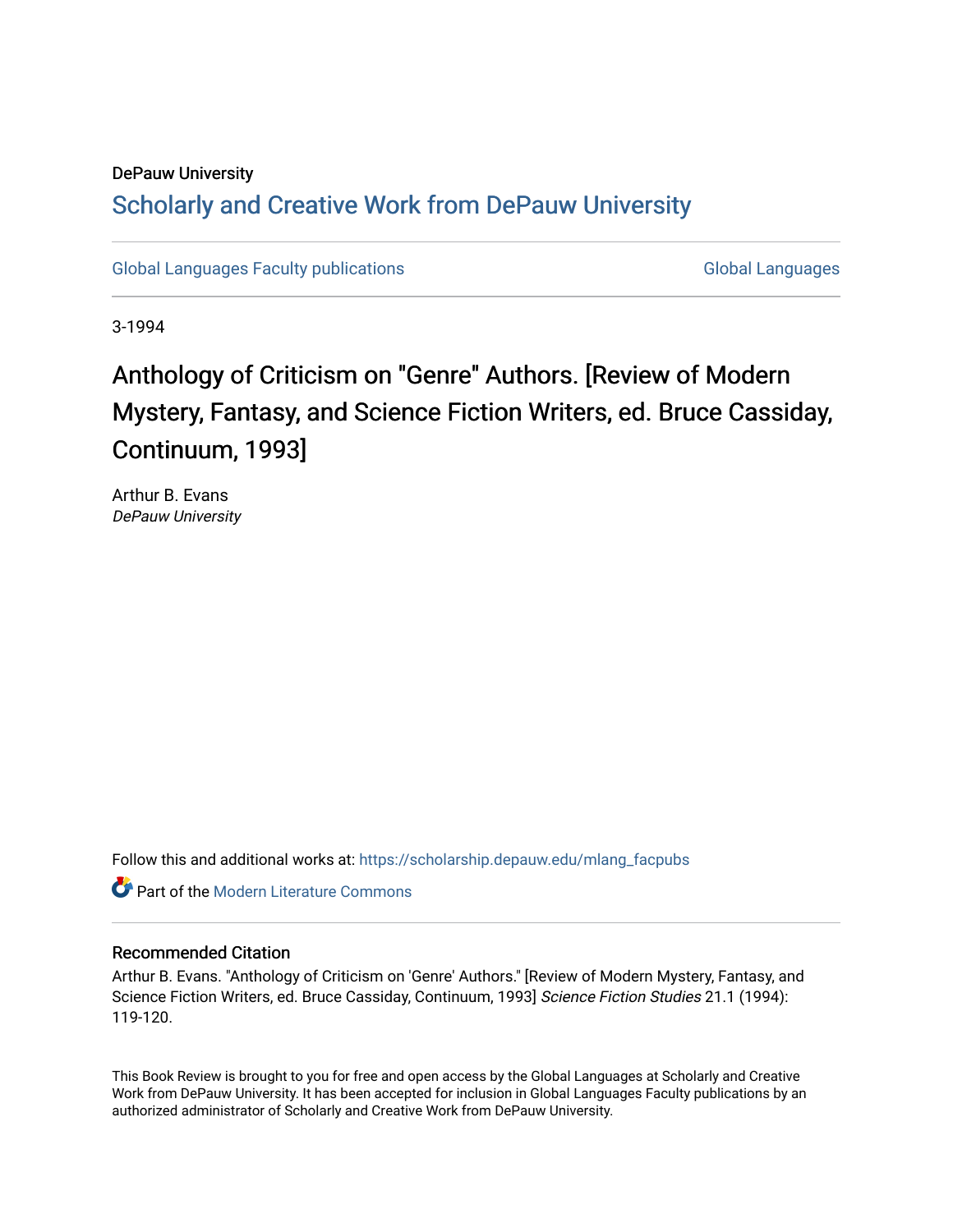DePauw University

# Scholarly and Creative Work from DePauw University

Global Languages Faculty publications | Global Languages

3-1994

## Anthology of Criticism on "Genre" Authors. [Review of Modern Mystery, Fantasy, and Science Fiction Writers, ed. Bruce Cassiday, Continuum, 1993]

Arthur B. Evans
*DePauw University*

Follow this and additional works at: https://scholarship.depauw.edu/mlang_facpubs

Part of the Modern Literature Commons

### Recommended Citation

Arthur B. Evans. "Anthology of Criticism on 'Genre' Authors." [Review of Modern Mystery, Fantasy, and Science Fiction Writers, ed. Bruce Cassiday, Continuum, 1993] *Science Fiction Studies* 21.1 (1994): 119-120.

This Book Review is brought to you for free and open access by the Global Languages at Scholarly and Creative Work from DePauw University. It has been accepted for inclusion in Global Languages Faculty publications by an authorized administrator of Scholarly and Creative Work from DePauw University.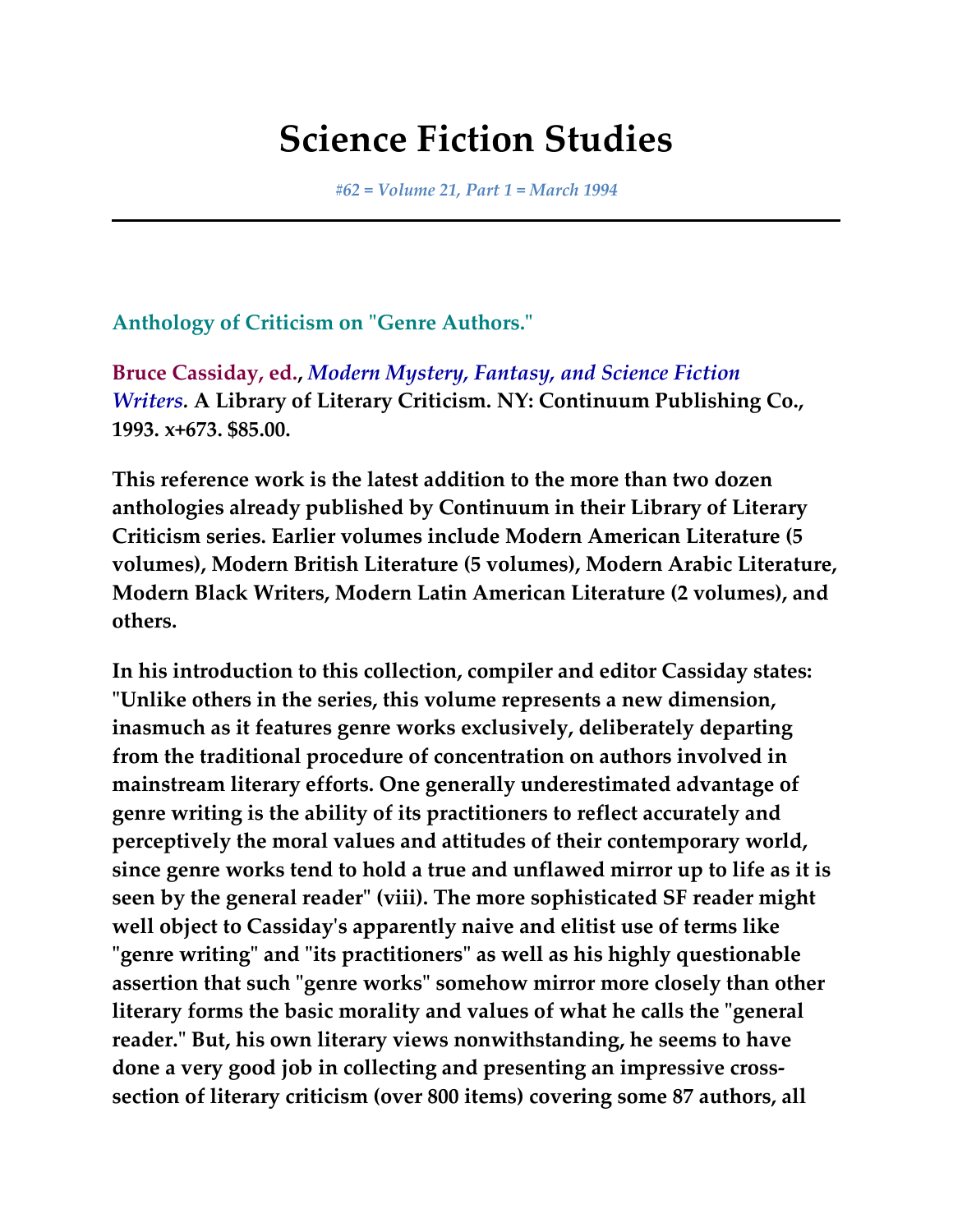# Science Fiction Studies

*#62 = Volume 21, Part 1 = March 1994*

---

## Anthology of Criticism on "Genre Authors."

**Bruce Cassiday, ed., *Modern Mystery, Fantasy, and Science Fiction Writers*. A Library of Literary Criticism. NY: Continuum Publishing Co., 1993. x+673. $85.00.**

**This reference work is the latest addition to the more than two dozen anthologies already published by Continuum in their Library of Literary Criticism series. Earlier volumes include Modern American Literature (5 volumes), Modern British Literature (5 volumes), Modern Arabic Literature, Modern Black Writers, Modern Latin American Literature (2 volumes), and others.**

**In his introduction to this collection, compiler and editor Cassiday states: "Unlike others in the series, this volume represents a new dimension, inasmuch as it features genre works exclusively, deliberately departing from the traditional procedure of concentration on authors involved in mainstream literary efforts. One generally underestimated advantage of genre writing is the ability of its practitioners to reflect accurately and perceptively the moral values and attitudes of their contemporary world, since genre works tend to hold a true and unflawed mirror up to life as it is seen by the general reader" (viii). The more sophisticated SF reader might well object to Cassiday's apparently naive and elitist use of terms like "genre writing" and "its practitioners" as well as his highly questionable assertion that such "genre works" somehow mirror more closely than other literary forms the basic morality and values of what he calls the "general reader." But, his own literary views nonwithstanding, he seems to have done a very good job in collecting and presenting an impressive cross-section of literary criticism (over 800 items) covering some 87 authors, all**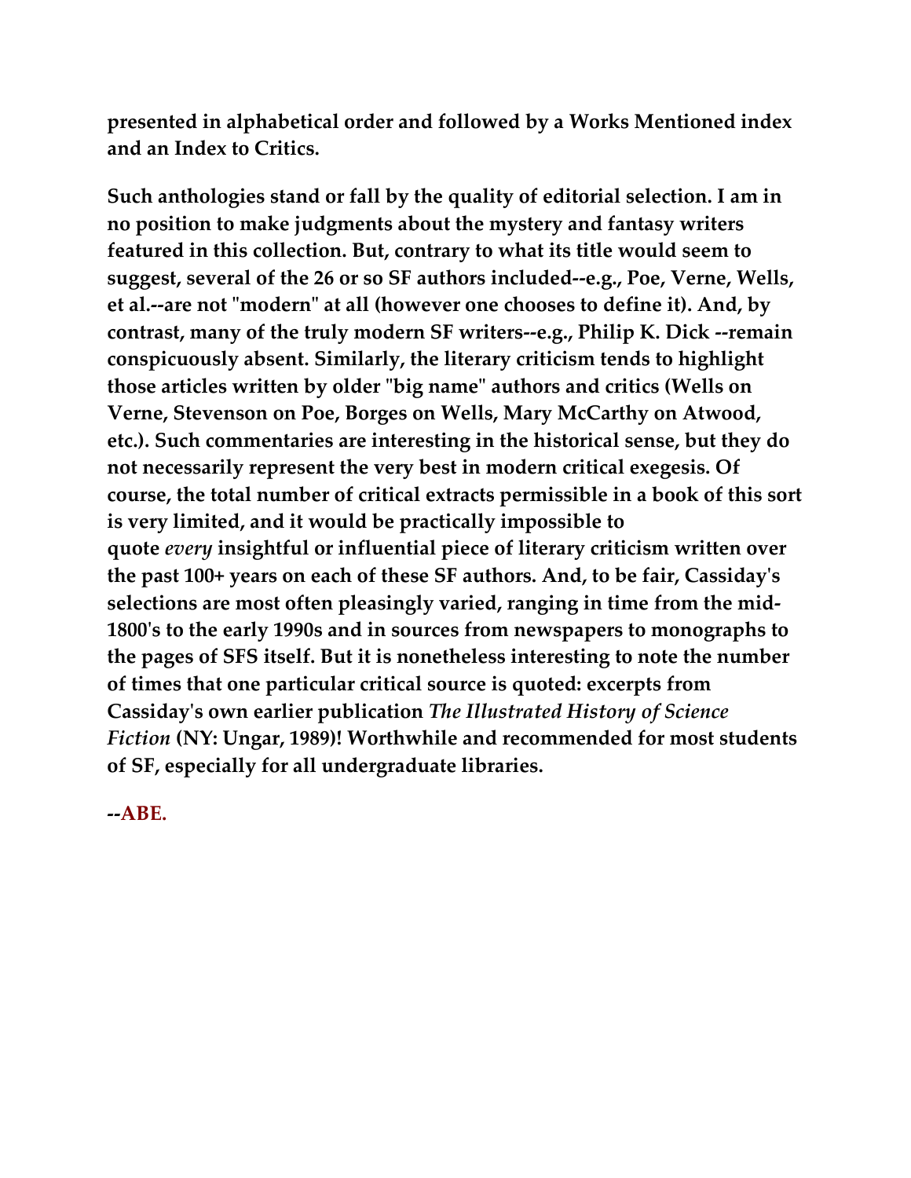**presented in alphabetical order and followed by a Works Mentioned index and an Index to Critics.**

**Such anthologies stand or fall by the quality of editorial selection. I am in no position to make judgments about the mystery and fantasy writers featured in this collection. But, contrary to what its title would seem to suggest, several of the 26 or so SF authors included--e.g., Poe, Verne, Wells, et al.--are not "modern" at all (however one chooses to define it). And, by contrast, many of the truly modern SF writers--e.g., Philip K. Dick --remain conspicuously absent. Similarly, the literary criticism tends to highlight those articles written by older "big name" authors and critics (Wells on Verne, Stevenson on Poe, Borges on Wells, Mary McCarthy on Atwood, etc.). Such commentaries are interesting in the historical sense, but they do not necessarily represent the very best in modern critical exegesis. Of course, the total number of critical extracts permissible in a book of this sort is very limited, and it would be practically impossible to quote *every* insightful or influential piece of literary criticism written over the past 100+ years on each of these SF authors. And, to be fair, Cassiday's selections are most often pleasingly varied, ranging in time from the mid-1800's to the early 1990s and in sources from newspapers to monographs to the pages of SFS itself. But it is nonetheless interesting to note the number of times that one particular critical source is quoted: excerpts from Cassiday's own earlier publication *The Illustrated History of Science Fiction* (NY: Ungar, 1989)! Worthwhile and recommended for most students of SF, especially for all undergraduate libraries.**

**--ABE.**